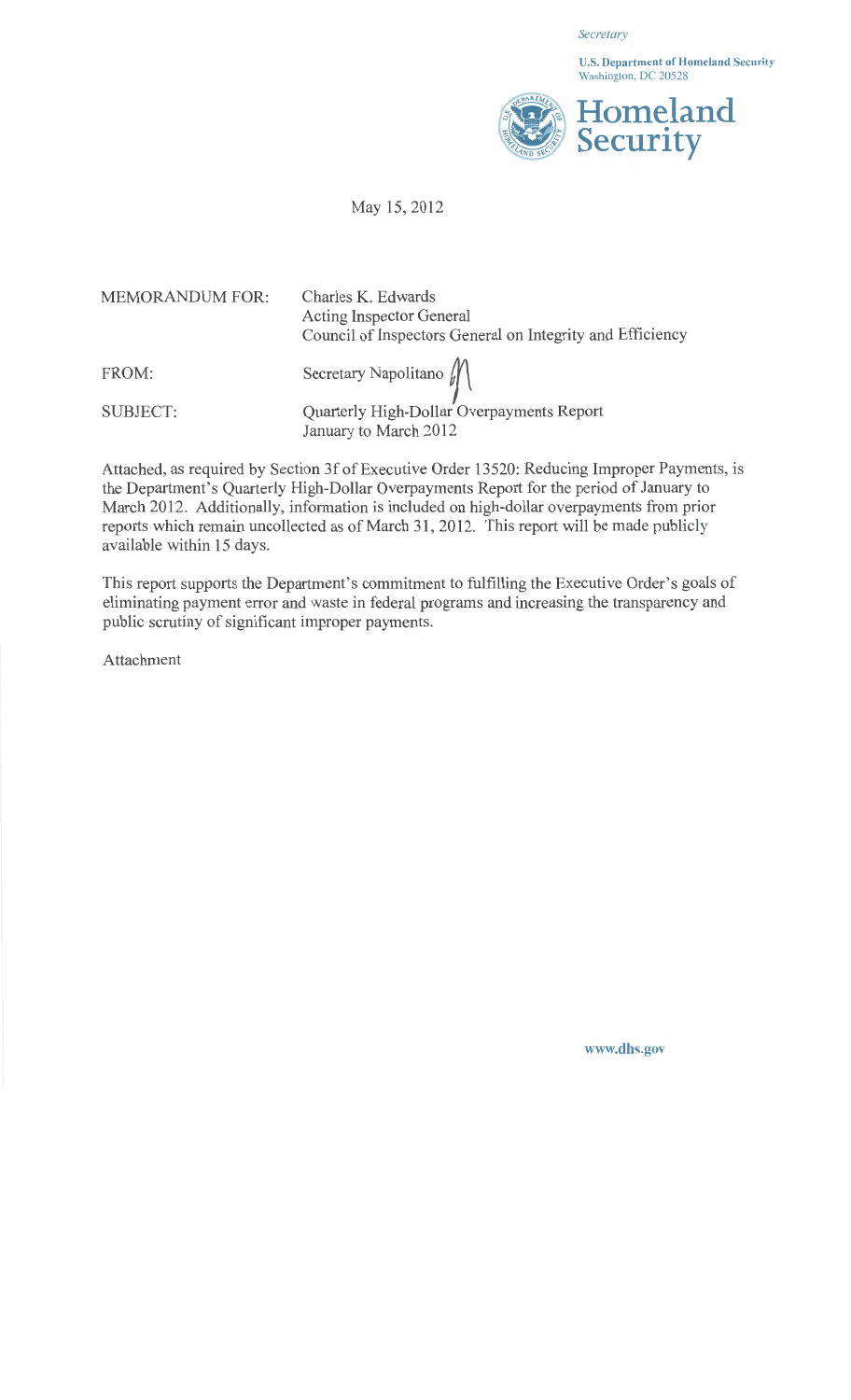*Secretary*

**U.S. Department of Homeland Security**
Washington, DC 20528

**Homeland Security**

May 15, 2012

MEMORANDUM FOR: Charles K. Edwards
Acting Inspector General
Council of Inspectors General on Integrity and Efficiency

FROM: Secretary Napolitano

SUBJECT: Quarterly High-Dollar Overpayments Report
January to March 2012

Attached, as required by Section 3f of Executive Order 13520: Reducing Improper Payments, is the Department's Quarterly High-Dollar Overpayments Report for the period of January to March 2012. Additionally, information is included on high-dollar overpayments from prior reports which remain uncollected as of March 31, 2012. This report will be made publicly available within 15 days.

This report supports the Department's commitment to fulfilling the Executive Order's goals of eliminating payment error and waste in federal programs and increasing the transparency and public scrutiny of significant improper payments.

Attachment

www.dhs.gov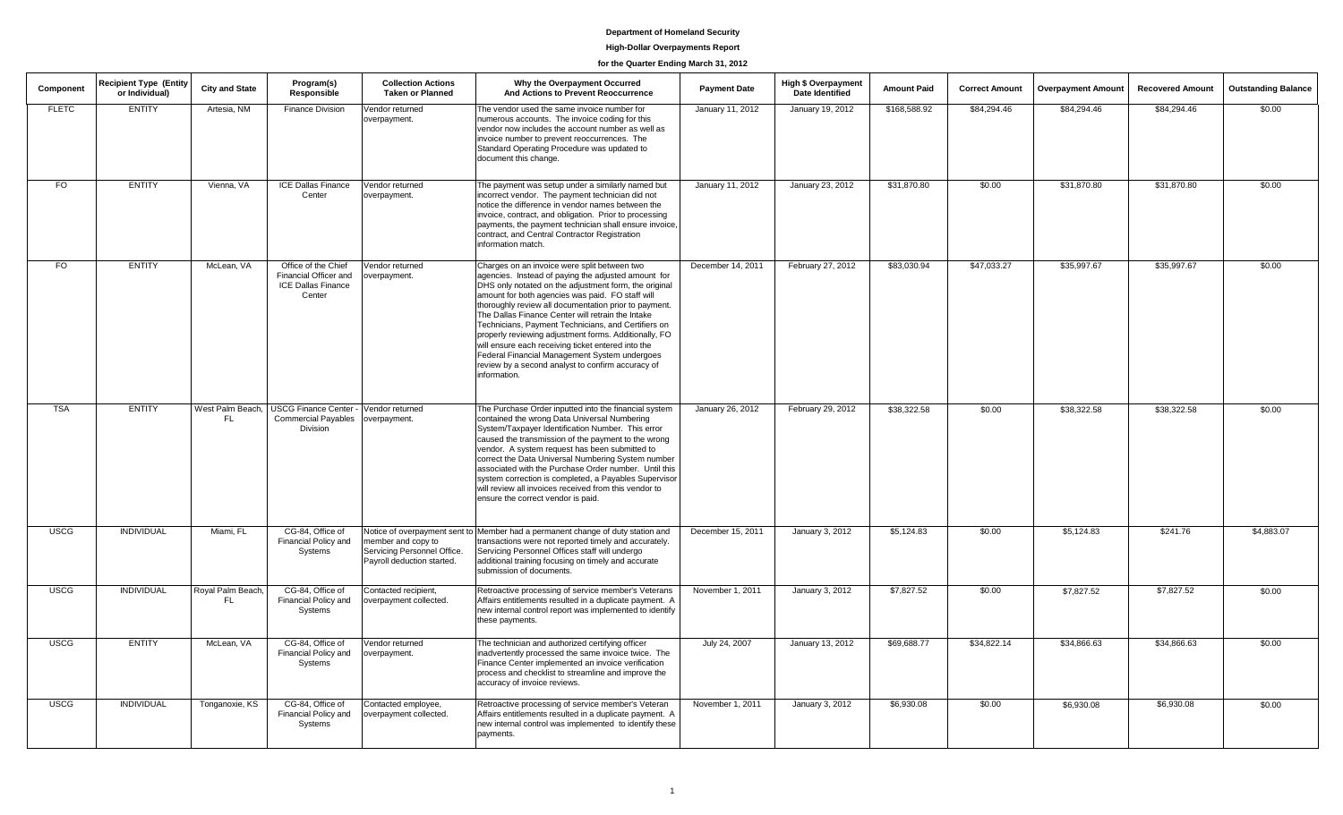**Department of Homeland Security**

**High-Dollar Overpayments Report**

**for the Quarter Ending March 31, 2012**

| Component | Recipient Type (Entity or Individual) | City and State | Program(s) Responsible | Collection Actions Taken or Planned | Why the Overpayment Occurred And Actions to Prevent Reoccurrence | Payment Date | High $ Overpayment Date Identified | Amount Paid | Correct Amount | Overpayment Amount | Recovered Amount | Outstanding Balance |
|---|---|---|---|---|---|---|---|---|---|---|---|---|
| FLETC | ENTITY | Artesia, NM | Finance Division | Vendor returned overpayment. | The vendor used the same invoice number for numerous accounts. The invoice coding for this vendor now includes the account number as well as invoice number to prevent reoccurrences. The Standard Operating Procedure was updated to document this change. | January 11, 2012 | January 19, 2012 | $168,588.92 | $84,294.46 | $84,294.46 | $84,294.46 | $0.00 |
| FO | ENTITY | Vienna, VA | ICE Dallas Finance Center | Vendor returned overpayment. | The payment was setup under a similarly named but incorrect vendor. The payment technician did not notice the difference in vendor names between the invoice, contract, and obligation. Prior to processing payments, the payment technician shall ensure invoice, contract, and Central Contractor Registration information match. | January 11, 2012 | January 23, 2012 | $31,870.80 | $0.00 | $31,870.80 | $31,870.80 | $0.00 |
| FO | ENTITY | McLean, VA | Office of the Chief Financial Officer and ICE Dallas Finance Center | Vendor returned overpayment. | Charges on an invoice were split between two agencies. Instead of paying the adjusted amount for DHS only notated on the adjustment form, the original amount for both agencies was paid. FO staff will thoroughly review all documentation prior to payment. The Dallas Finance Center will retrain the Intake Technicians, Payment Technicians, and Certifiers on properly reviewing adjustment forms. Additionally, FO will ensure each receiving ticket entered into the Federal Financial Management System undergoes review by a second analyst to confirm accuracy of information. | December 14, 2011 | February 27, 2012 | $83,030.94 | $47,033.27 | $35,997.67 | $35,997.67 | $0.00 |
| TSA | ENTITY | West Palm Beach, FL | USCG Finance Center - Commercial Payables Division | Vendor returned overpayment. | The Purchase Order inputted into the financial system contained the wrong Data Universal Numbering System/Taxpayer Identification Number. This error caused the transmission of the payment to the wrong vendor. A system request has been submitted to correct the Data Universal Numbering System number associated with the Purchase Order number. Until this system correction is completed, a Payables Supervisor will review all invoices received from this vendor to ensure the correct vendor is paid. | January 26, 2012 | February 29, 2012 | $38,322.58 | $0.00 | $38,322.58 | $38,322.58 | $0.00 |
| USCG | INDIVIDUAL | Miami, FL | CG-84, Office of Financial Policy and Systems | Notice of overpayment sent to member and copy to Servicing Personnel Office. Payroll deduction started. | Member had a permanent change of duty station and transactions were not reported timely and accurately. Servicing Personnel Offices staff will undergo additional training focusing on timely and accurate submission of documents. | December 15, 2011 | January 3, 2012 | $5,124.83 | $0.00 | $5,124.83 | $241.76 | $4,883.07 |
| USCG | INDIVIDUAL | Royal Palm Beach, FL | CG-84, Office of Financial Policy and Systems | Contacted recipient, overpayment collected. | Retroactive processing of service member's Veterans Affairs entitlements resulted in a duplicate payment. A new internal control report was implemented to identify these payments. | November 1, 2011 | January 3, 2012 | $7,827.52 | $0.00 | $7,827.52 | $7,827.52 | $0.00 |
| USCG | ENTITY | McLean, VA | CG-84, Office of Financial Policy and Systems | Vendor returned overpayment. | The technician and authorized certifying officer inadvertently processed the same invoice twice. The Finance Center implemented an invoice verification process and checklist to streamline and improve the accuracy of invoice reviews. | July 24, 2007 | January 13, 2012 | $69,688.77 | $34,822.14 | $34,866.63 | $34,866.63 | $0.00 |
| USCG | INDIVIDUAL | Tonganoxie, KS | CG-84, Office of Financial Policy and Systems | Contacted employee, overpayment collected. | Retroactive processing of service member's Veteran Affairs entitlements resulted in a duplicate payment. A new internal control was implemented to identify these payments. | November 1, 2011 | January 3, 2012 | $6,930.08 | $0.00 | $6,930.08 | $6,930.08 | $0.00 |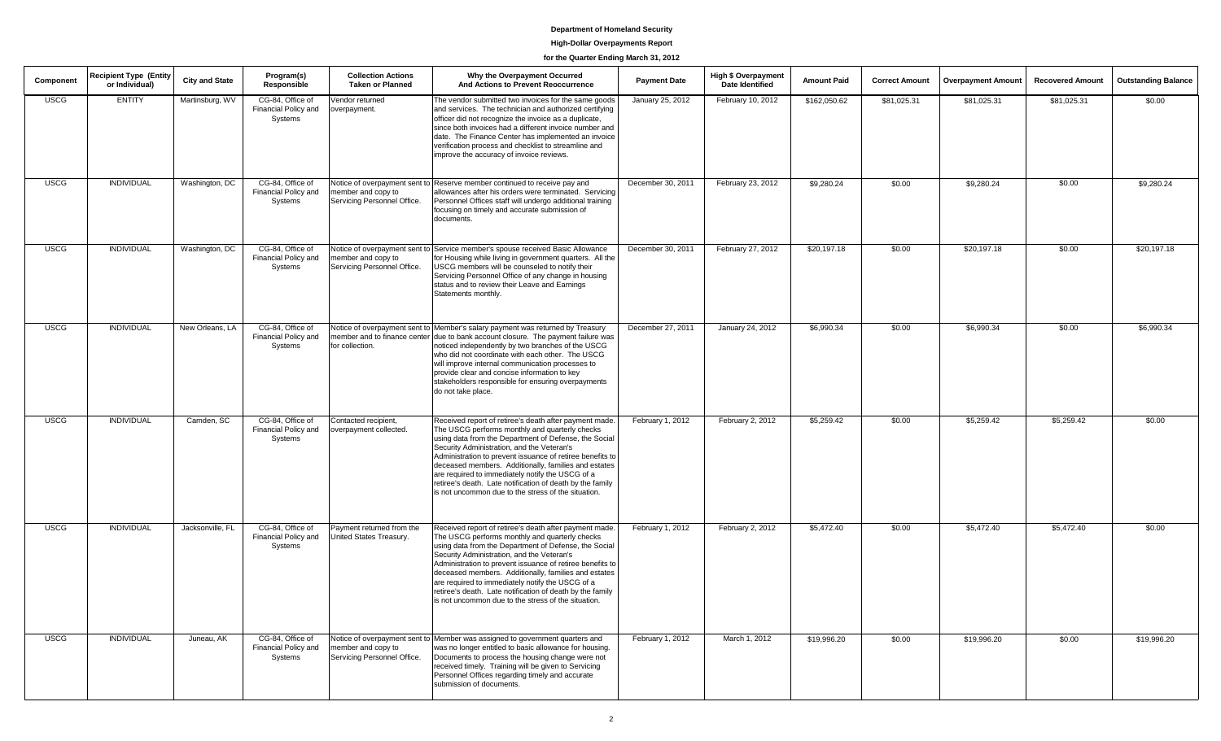# Department of Homeland Security

## High-Dollar Overpayments Report

### for the Quarter Ending March 31, 2012

| Component | Recipient Type (Entity or Individual) | City and State | Program(s) Responsible | Collection Actions Taken or Planned | Why the Overpayment Occurred And Actions to Prevent Reoccurrence | Payment Date | High $ Overpayment Date Identified | Amount Paid | Correct Amount | Overpayment Amount | Recovered Amount | Outstanding Balance |
|---|---|---|---|---|---|---|---|---|---|---|---|---|
| USCG | ENTITY | Martinsburg, WV | CG-84, Office of Financial Policy and Systems | Vendor returned overpayment. | The vendor submitted two invoices for the same goods and services. The technician and authorized certifying officer did not recognize the invoice as a duplicate, since both invoices had a different invoice number and date. The Finance Center has implemented an invoice verification process and checklist to streamline and improve the accuracy of invoice reviews. | January 25, 2012 | February 10, 2012 | $162,050.62 | $81,025.31 | $81,025.31 | $81,025.31 | $0.00 |
| USCG | INDIVIDUAL | Washington, DC | CG-84, Office of Financial Policy and Systems | Notice of overpayment sent to member and copy to Servicing Personnel Office. | Reserve member continued to receive pay and allowances after his orders were terminated. Servicing Personnel Offices staff will undergo additional training focusing on timely and accurate submission of documents. | December 30, 2011 | February 23, 2012 | $9,280.24 | $0.00 | $9,280.24 | $0.00 | $9,280.24 |
| USCG | INDIVIDUAL | Washington, DC | CG-84, Office of Financial Policy and Systems | Notice of overpayment sent to member and copy to Servicing Personnel Office. | Service member's spouse received Basic Allowance for Housing while living in government quarters. All the USCG members will be counseled to notify their Servicing Personnel Office of any change in housing status and to review their Leave and Earnings Statements monthly. | December 30, 2011 | February 27, 2012 | $20,197.18 | $0.00 | $20,197.18 | $0.00 | $20,197.18 |
| USCG | INDIVIDUAL | New Orleans, LA | CG-84, Office of Financial Policy and Systems | Notice of overpayment sent to member and to finance center for collection. | Member's salary payment was returned by Treasury due to bank account closure. The payment failure was noticed independently by two branches of the USCG who did not coordinate with each other. The USCG will improve internal communication processes to provide clear and concise information to key stakeholders responsible for ensuring overpayments do not take place. | December 27, 2011 | January 24, 2012 | $6,990.34 | $0.00 | $6,990.34 | $0.00 | $6,990.34 |
| USCG | INDIVIDUAL | Camden, SC | CG-84, Office of Financial Policy and Systems | Contacted recipient, overpayment collected. | Received report of retiree's death after payment made. The USCG performs monthly and quarterly checks using data from the Department of Defense, the Social Security Administration, and the Veteran's Administration to prevent issuance of retiree benefits to deceased members. Additionally, families and estates are required to immediately notify the USCG of a retiree's death. Late notification of death by the family is not uncommon due to the stress of the situation. | February 1, 2012 | February 2, 2012 | $5,259.42 | $0.00 | $5,259.42 | $5,259.42 | $0.00 |
| USCG | INDIVIDUAL | Jacksonville, FL | CG-84, Office of Financial Policy and Systems | Payment returned from the United States Treasury. | Received report of retiree's death after payment made. The USCG performs monthly and quarterly checks using data from the Department of Defense, the Social Security Administration, and the Veteran's Administration to prevent issuance of retiree benefits to deceased members. Additionally, families and estates are required to immediately notify the USCG of a retiree's death. Late notification of death by the family is not uncommon due to the stress of the situation. | February 1, 2012 | February 2, 2012 | $5,472.40 | $0.00 | $5,472.40 | $5,472.40 | $0.00 |
| USCG | INDIVIDUAL | Juneau, AK | CG-84, Office of Financial Policy and Systems | Notice of overpayment sent to member and copy to Servicing Personnel Office. | Member was assigned to government quarters and was no longer entitled to basic allowance for housing. Documents to process the housing change were not received timely. Training will be given to Servicing Personnel Offices regarding timely and accurate submission of documents. | February 1, 2012 | March 1, 2012 | $19,996.20 | $0.00 | $19,996.20 | $0.00 | $19,996.20 |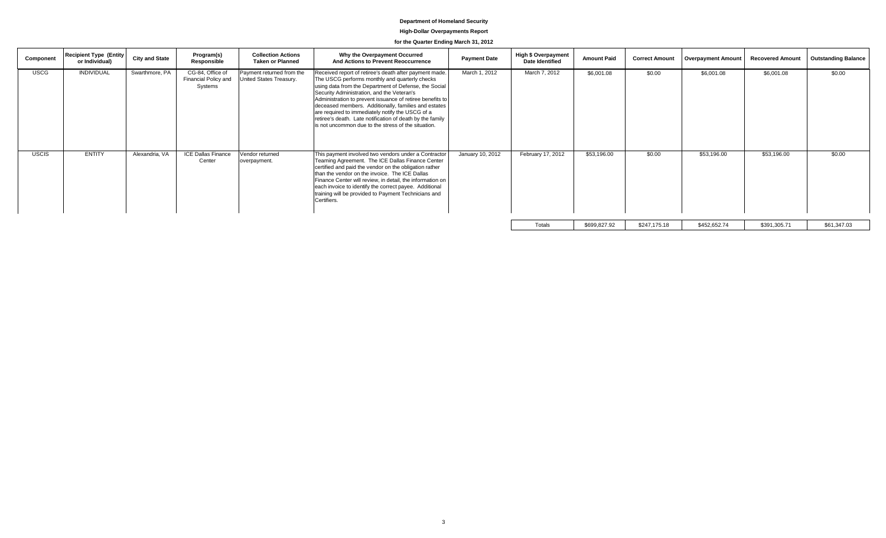**Department of Homeland Security**

**High-Dollar Overpayments Report**

**for the Quarter Ending March 31, 2012**

| Component | Recipient Type (Entity or Individual) | City and State | Program(s) Responsible | Collection Actions Taken or Planned | Why the Overpayment Occurred And Actions to Prevent Reoccurrence | Payment Date | High $ Overpayment Date Identified | Amount Paid | Correct Amount | Overpayment Amount | Recovered Amount | Outstanding Balance |
|---|---|---|---|---|---|---|---|---|---|---|---|---|
| USCG | INDIVIDUAL | Swarthmore, PA | CG-84, Office of Financial Policy and Systems | Payment returned from the United States Treasury. | Received report of retiree's death after payment made. The USCG performs monthly and quarterly checks using data from the Department of Defense, the Social Security Administration, and the Veteran's Administration to prevent issuance of retiree benefits to deceased members. Additionally, families and estates are required to immediately notify the USCG of a retiree's death. Late notification of death by the family is not uncommon due to the stress of the situation. | March 1, 2012 | March 7, 2012 | $6,001.08 | $0.00 | $6,001.08 | $6,001.08 | $0.00 |
| USCIS | ENTITY | Alexandria, VA | ICE Dallas Finance Center | Vendor returned overpayment. | This payment involved two vendors under a Contractor Teaming Agreement. The ICE Dallas Finance Center certified and paid the vendor on the obligation rather than the vendor on the invoice. The ICE Dallas Finance Center will review, in detail, the information on each invoice to identify the correct payee. Additional training will be provided to Payment Technicians and Certifiers. | January 10, 2012 | February 17, 2012 | $53,196.00 | $0.00 | $53,196.00 | $53,196.00 | $0.00 |
| | | | | | | | Totals | $699,827.92 | $247,175.18 | $452,652.74 | $391,305.71 | $61,347.03 |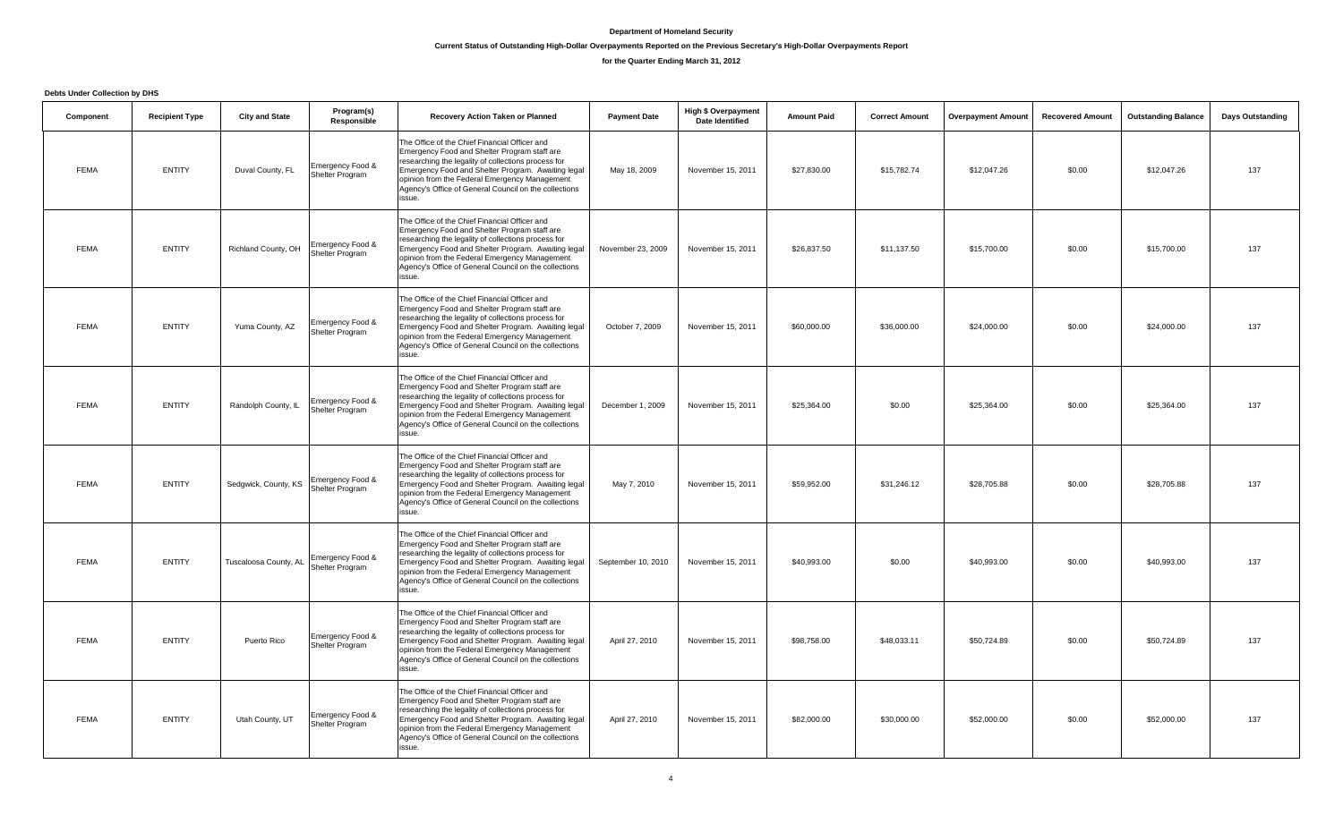**Department of Homeland Security**

**Current Status of Outstanding High-Dollar Overpayments Reported on the Previous Secretary's High-Dollar Overpayments Report**

**for the Quarter Ending March 31, 2012**

**Debts Under Collection by DHS**

| Component | Recipient Type | City and State | Program(s) Responsible | Recovery Action Taken or Planned | Payment Date | High $ Overpayment Date Identified | Amount Paid | Correct Amount | Overpayment Amount | Recovered Amount | Outstanding Balance | Days Outstanding |
|---|---|---|---|---|---|---|---|---|---|---|---|---|
| FEMA | ENTITY | Duval County, FL | Emergency Food & Shelter Program | The Office of the Chief Financial Officer and Emergency Food and Shelter Program staff are researching the legality of collections process for Emergency Food and Shelter Program. Awaiting legal opinion from the Federal Emergency Management Agency's Office of General Council on the collections issue. | May 18, 2009 | November 15, 2011 | $27,830.00 | $15,782.74 | $12,047.26 | $0.00 | $12,047.26 | 137 |
| FEMA | ENTITY | Richland County, OH | Emergency Food & Shelter Program | The Office of the Chief Financial Officer and Emergency Food and Shelter Program staff are researching the legality of collections process for Emergency Food and Shelter Program. Awaiting legal opinion from the Federal Emergency Management Agency's Office of General Council on the collections issue. | November 23, 2009 | November 15, 2011 | $26,837.50 | $11,137.50 | $15,700.00 | $0.00 | $15,700.00 | 137 |
| FEMA | ENTITY | Yuma County, AZ | Emergency Food & Shelter Program | The Office of the Chief Financial Officer and Emergency Food and Shelter Program staff are researching the legality of collections process for Emergency Food and Shelter Program. Awaiting legal opinion from the Federal Emergency Management Agency's Office of General Council on the collections issue. | October 7, 2009 | November 15, 2011 | $60,000.00 | $36,000.00 | $24,000.00 | $0.00 | $24,000.00 | 137 |
| FEMA | ENTITY | Randolph County, IL | Emergency Food & Shelter Program | The Office of the Chief Financial Officer and Emergency Food and Shelter Program staff are researching the legality of collections process for Emergency Food and Shelter Program. Awaiting legal opinion from the Federal Emergency Management Agency's Office of General Council on the collections issue. | December 1, 2009 | November 15, 2011 | $25,364.00 | $0.00 | $25,364.00 | $0.00 | $25,364.00 | 137 |
| FEMA | ENTITY | Sedgwick, County, KS | Emergency Food & Shelter Program | The Office of the Chief Financial Officer and Emergency Food and Shelter Program staff are researching the legality of collections process for Emergency Food and Shelter Program. Awaiting legal opinion from the Federal Emergency Management Agency's Office of General Council on the collections issue. | May 7, 2010 | November 15, 2011 | $59,952.00 | $31,246.12 | $28,705.88 | $0.00 | $28,705.88 | 137 |
| FEMA | ENTITY | Tuscaloosa County, AL | Emergency Food & Shelter Program | The Office of the Chief Financial Officer and Emergency Food and Shelter Program staff are researching the legality of collections process for Emergency Food and Shelter Program. Awaiting legal opinion from the Federal Emergency Management Agency's Office of General Council on the collections issue. | September 10, 2010 | November 15, 2011 | $40,993.00 | $0.00 | $40,993.00 | $0.00 | $40,993.00 | 137 |
| FEMA | ENTITY | Puerto Rico | Emergency Food & Shelter Program | The Office of the Chief Financial Officer and Emergency Food and Shelter Program staff are researching the legality of collections process for Emergency Food and Shelter Program. Awaiting legal opinion from the Federal Emergency Management Agency's Office of General Council on the collections issue. | April 27, 2010 | November 15, 2011 | $98,758.00 | $48,033.11 | $50,724.89 | $0.00 | $50,724.89 | 137 |
| FEMA | ENTITY | Utah County, UT | Emergency Food & Shelter Program | The Office of the Chief Financial Officer and Emergency Food and Shelter Program staff are researching the legality of collections process for Emergency Food and Shelter Program. Awaiting legal opinion from the Federal Emergency Management Agency's Office of General Council on the collections issue. | April 27, 2010 | November 15, 2011 | $82,000.00 | $30,000.00 | $52,000.00 | $0.00 | $52,000.00 | 137 |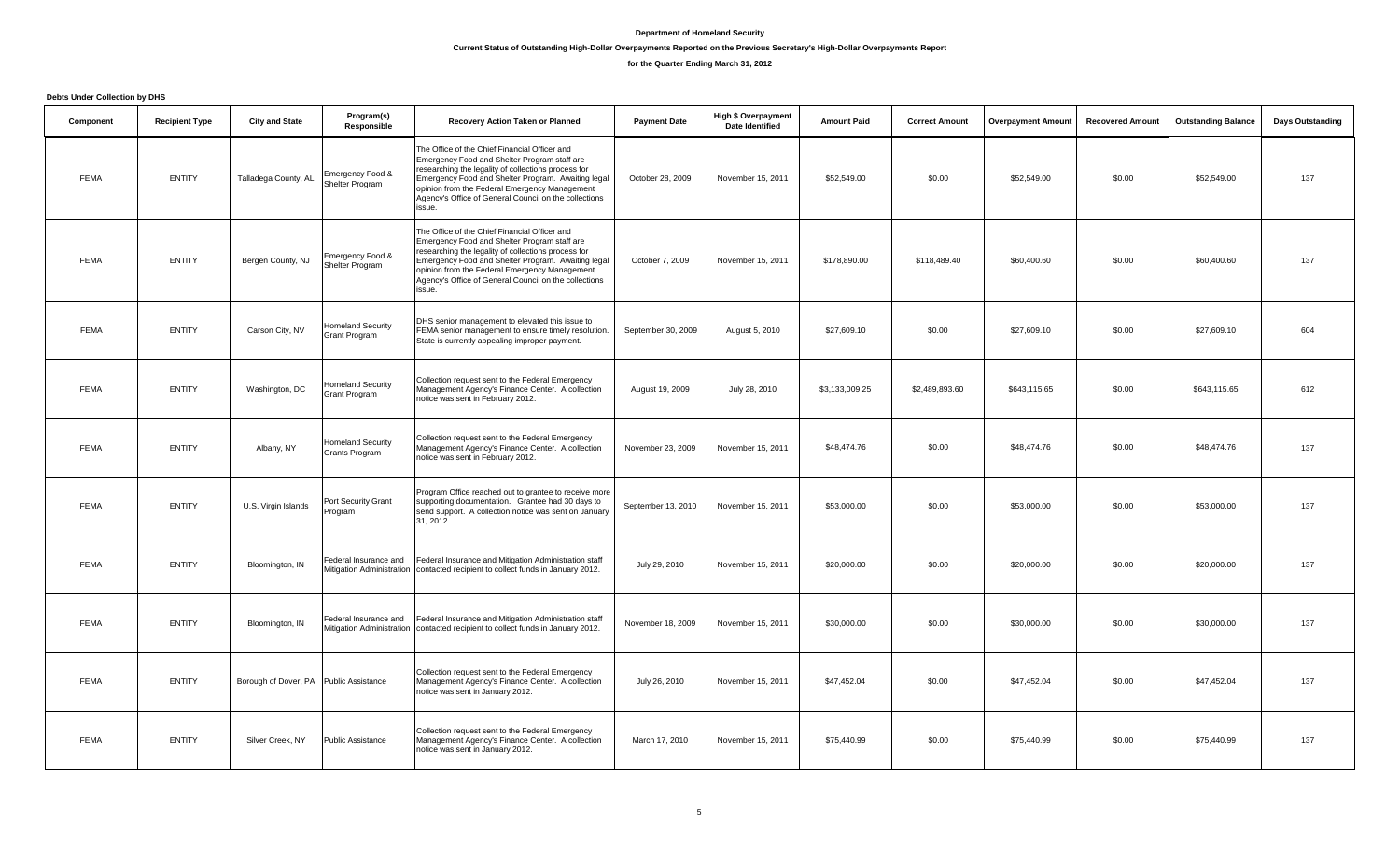# Department of Homeland Security

## Current Status of Outstanding High-Dollar Overpayments Reported on the Previous Secretary's High-Dollar Overpayments Report

### for the Quarter Ending March 31, 2012

**Debts Under Collection by DHS**

| Component | Recipient Type | City and State | Program(s) Responsible | Recovery Action Taken or Planned | Payment Date | High $ Overpayment Date Identified | Amount Paid | Correct Amount | Overpayment Amount | Recovered Amount | Outstanding Balance | Days Outstanding |
|---|---|---|---|---|---|---|---|---|---|---|---|---|
| FEMA | ENTITY | Talladega County, AL | Emergency Food & Shelter Program | The Office of the Chief Financial Officer and Emergency Food and Shelter Program staff are researching the legality of collections process for Emergency Food and Shelter Program. Awaiting legal opinion from the Federal Emergency Management Agency's Office of General Council on the collections issue. | October 28, 2009 | November 15, 2011 | $52,549.00 | $0.00 | $52,549.00 | $0.00 | $52,549.00 | 137 |
| FEMA | ENTITY | Bergen County, NJ | Emergency Food & Shelter Program | The Office of the Chief Financial Officer and Emergency Food and Shelter Program staff are researching the legality of collections process for Emergency Food and Shelter Program. Awaiting legal opinion from the Federal Emergency Management Agency's Office of General Council on the collections issue. | October 7, 2009 | November 15, 2011 | $178,890.00 | $118,489.40 | $60,400.60 | $0.00 | $60,400.60 | 137 |
| FEMA | ENTITY | Carson City, NV | Homeland Security Grant Program | DHS senior management to elevated this issue to FEMA senior management to ensure timely resolution. State is currently appealing improper payment. | September 30, 2009 | August 5, 2010 | $27,609.10 | $0.00 | $27,609.10 | $0.00 | $27,609.10 | 604 |
| FEMA | ENTITY | Washington, DC | Homeland Security Grant Program | Collection request sent to the Federal Emergency Management Agency's Finance Center. A collection notice was sent in February 2012. | August 19, 2009 | July 28, 2010 | $3,133,009.25 | $2,489,893.60 | $643,115.65 | $0.00 | $643,115.65 | 612 |
| FEMA | ENTITY | Albany, NY | Homeland Security Grants Program | Collection request sent to the Federal Emergency Management Agency's Finance Center. A collection notice was sent in February 2012. | November 23, 2009 | November 15, 2011 | $48,474.76 | $0.00 | $48,474.76 | $0.00 | $48,474.76 | 137 |
| FEMA | ENTITY | U.S. Virgin Islands | Port Security Grant Program | Program Office reached out to grantee to receive more supporting documentation. Grantee had 30 days to send support. A collection notice was sent on January 31, 2012. | September 13, 2010 | November 15, 2011 | $53,000.00 | $0.00 | $53,000.00 | $0.00 | $53,000.00 | 137 |
| FEMA | ENTITY | Bloomington, IN | Federal Insurance and Mitigation Administration | Federal Insurance and Mitigation Administration staff contacted recipient to collect funds in January 2012. | July 29, 2010 | November 15, 2011 | $20,000.00 | $0.00 | $20,000.00 | $0.00 | $20,000.00 | 137 |
| FEMA | ENTITY | Bloomington, IN | Federal Insurance and Mitigation Administration | Federal Insurance and Mitigation Administration staff contacted recipient to collect funds in January 2012. | November 18, 2009 | November 15, 2011 | $30,000.00 | $0.00 | $30,000.00 | $0.00 | $30,000.00 | 137 |
| FEMA | ENTITY | Borough of Dover, PA | Public Assistance | Collection request sent to the Federal Emergency Management Agency's Finance Center. A collection notice was sent in January 2012. | July 26, 2010 | November 15, 2011 | $47,452.04 | $0.00 | $47,452.04 | $0.00 | $47,452.04 | 137 |
| FEMA | ENTITY | Silver Creek, NY | Public Assistance | Collection request sent to the Federal Emergency Management Agency's Finance Center. A collection notice was sent in January 2012. | March 17, 2010 | November 15, 2011 | $75,440.99 | $0.00 | $75,440.99 | $0.00 | $75,440.99 | 137 |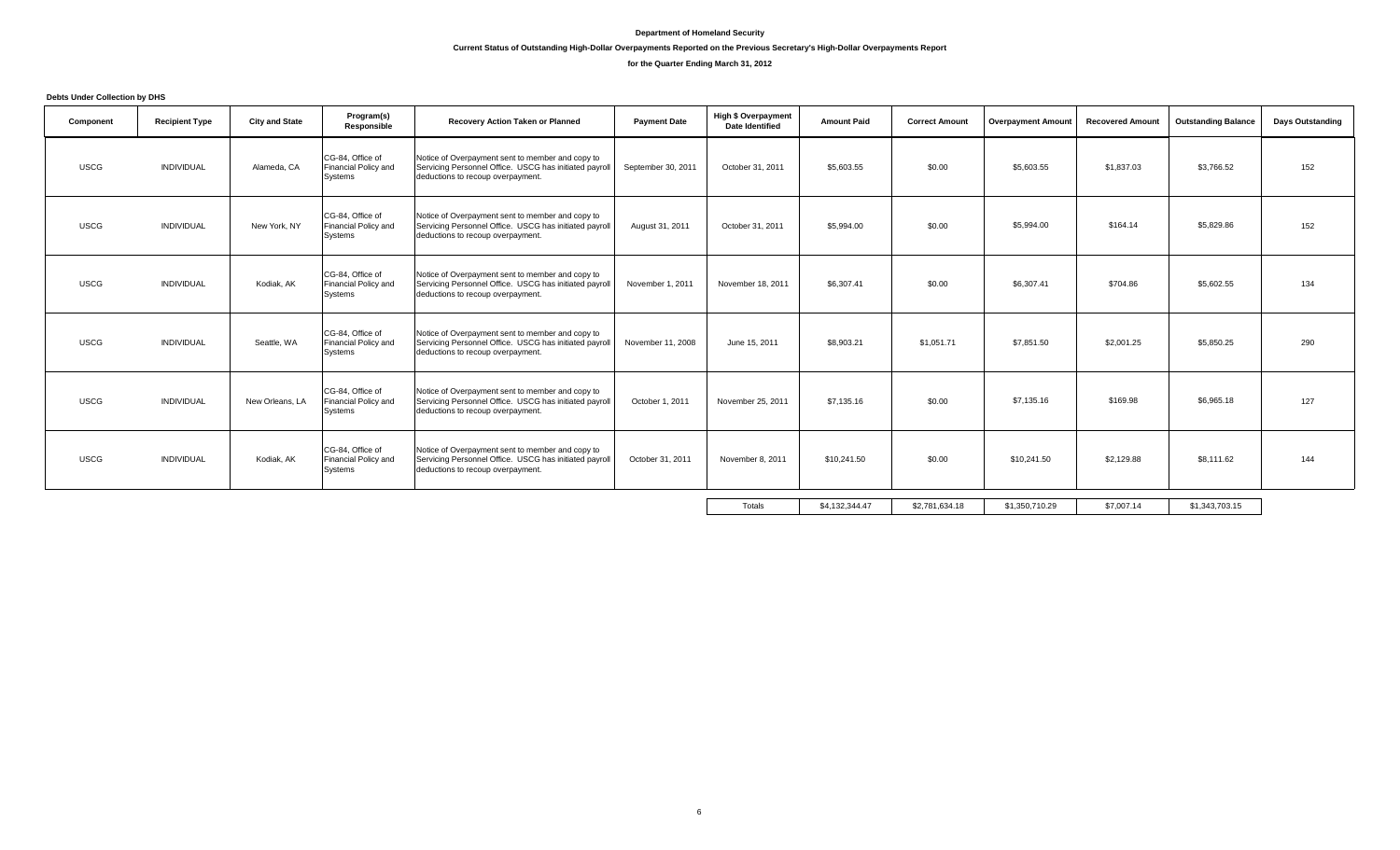**Department of Homeland Security**

**Current Status of Outstanding High-Dollar Overpayments Reported on the Previous Secretary's High-Dollar Overpayments Report**

**for the Quarter Ending March 31, 2012**

**Debts Under Collection by DHS**

| Component | Recipient Type | City and State | Program(s) Responsible | Recovery Action Taken or Planned | Payment Date | High $ Overpayment Date Identified | Amount Paid | Correct Amount | Overpayment Amount | Recovered Amount | Outstanding Balance | Days Outstanding |
|---|---|---|---|---|---|---|---|---|---|---|---|---|
| USCG | INDIVIDUAL | Alameda, CA | CG-84, Office of Financial Policy and Systems | Notice of Overpayment sent to member and copy to Servicing Personnel Office. USCG has initiated payroll deductions to recoup overpayment. | September 30, 2011 | October 31, 2011 | $5,603.55 | $0.00 | $5,603.55 | $1,837.03 | $3,766.52 | 152 |
| USCG | INDIVIDUAL | New York, NY | CG-84, Office of Financial Policy and Systems | Notice of Overpayment sent to member and copy to Servicing Personnel Office. USCG has initiated payroll deductions to recoup overpayment. | August 31, 2011 | October 31, 2011 | $5,994.00 | $0.00 | $5,994.00 | $164.14 | $5,829.86 | 152 |
| USCG | INDIVIDUAL | Kodiak, AK | CG-84, Office of Financial Policy and Systems | Notice of Overpayment sent to member and copy to Servicing Personnel Office. USCG has initiated payroll deductions to recoup overpayment. | November 1, 2011 | November 18, 2011 | $6,307.41 | $0.00 | $6,307.41 | $704.86 | $5,602.55 | 134 |
| USCG | INDIVIDUAL | Seattle, WA | CG-84, Office of Financial Policy and Systems | Notice of Overpayment sent to member and copy to Servicing Personnel Office. USCG has initiated payroll deductions to recoup overpayment. | November 11, 2008 | June 15, 2011 | $8,903.21 | $1,051.71 | $7,851.50 | $2,001.25 | $5,850.25 | 290 |
| USCG | INDIVIDUAL | New Orleans, LA | CG-84, Office of Financial Policy and Systems | Notice of Overpayment sent to member and copy to Servicing Personnel Office. USCG has initiated payroll deductions to recoup overpayment. | October 1, 2011 | November 25, 2011 | $7,135.16 | $0.00 | $7,135.16 | $169.98 | $6,965.18 | 127 |
| USCG | INDIVIDUAL | Kodiak, AK | CG-84, Office of Financial Policy and Systems | Notice of Overpayment sent to member and copy to Servicing Personnel Office. USCG has initiated payroll deductions to recoup overpayment. | October 31, 2011 | November 8, 2011 | $10,241.50 | $0.00 | $10,241.50 | $2,129.88 | $8,111.62 | 144 |
| | | | | | | Totals | $4,132,344.47 | $2,781,634.18 | $1,350,710.29 | $7,007.14 | $1,343,703.15 | |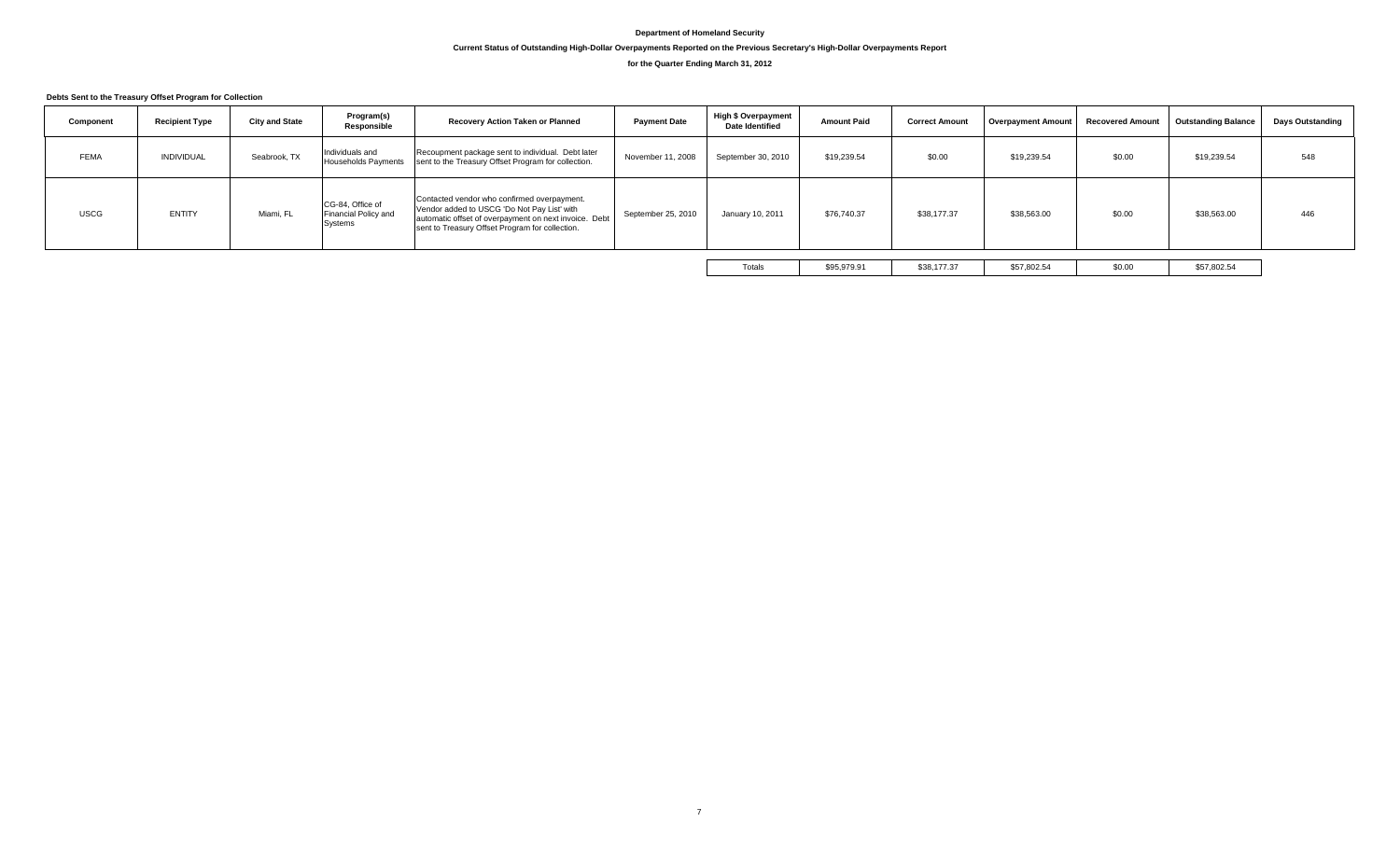# Department of Homeland Security

## Current Status of Outstanding High-Dollar Overpayments Reported on the Previous Secretary's High-Dollar Overpayments Report

### for the Quarter Ending March 31, 2012

**Debts Sent to the Treasury Offset Program for Collection**

| Component | Recipient Type | City and State | Program(s) Responsible | Recovery Action Taken or Planned | Payment Date | High $ Overpayment Date Identified | Amount Paid | Correct Amount | Overpayment Amount | Recovered Amount | Outstanding Balance | Days Outstanding |
|---|---|---|---|---|---|---|---|---|---|---|---|---|
| FEMA | INDIVIDUAL | Seabrook, TX | Individuals and Households Payments | Recoupment package sent to individual. Debt later sent to the Treasury Offset Program for collection. | November 11, 2008 | September 30, 2010 | $19,239.54 | $0.00 | $19,239.54 | $0.00 | $19,239.54 | 548 |
| USCG | ENTITY | Miami, FL | CG-84, Office of Financial Policy and Systems | Contacted vendor who confirmed overpayment. Vendor added to USCG 'Do Not Pay List' with automatic offset of overpayment on next invoice. Debt sent to Treasury Offset Program for collection. | September 25, 2010 | January 10, 2011 | $76,740.37 | $38,177.37 | $38,563.00 | $0.00 | $38,563.00 | 446 |
| | | | | | | Totals | $95,979.91 | $38,177.37 | $57,802.54 | $0.00 | $57,802.54 | |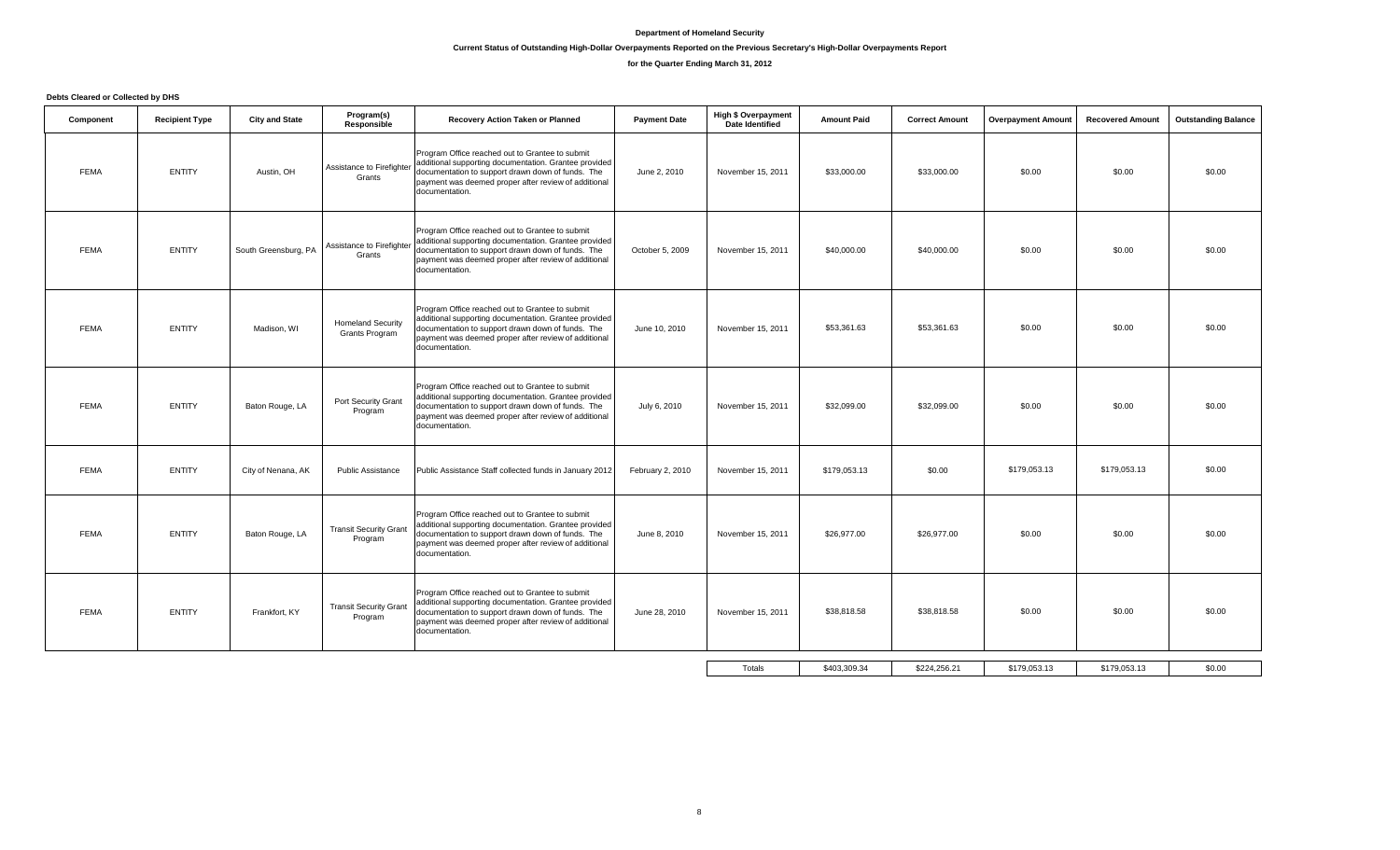**Department of Homeland Security**

**Current Status of Outstanding High-Dollar Overpayments Reported on the Previous Secretary's High-Dollar Overpayments Report**

**for the Quarter Ending March 31, 2012**

**Debts Cleared or Collected by DHS**

| Component | Recipient Type | City and State | Program(s) Responsible | Recovery Action Taken or Planned | Payment Date | High $ Overpayment Date Identified | Amount Paid | Correct Amount | Overpayment Amount | Recovered Amount | Outstanding Balance |
|---|---|---|---|---|---|---|---|---|---|---|---|
| FEMA | ENTITY | Austin, OH | Assistance to Firefighter Grants | Program Office reached out to Grantee to submit additional supporting documentation. Grantee provided documentation to support drawn down of funds. The payment was deemed proper after review of additional documentation. | June 2, 2010 | November 15, 2011 | $33,000.00 | $33,000.00 | $0.00 | $0.00 | $0.00 |
| FEMA | ENTITY | South Greensburg, PA | Assistance to Firefighter Grants | Program Office reached out to Grantee to submit additional supporting documentation. Grantee provided documentation to support drawn down of funds. The payment was deemed proper after review of additional documentation. | October 5, 2009 | November 15, 2011 | $40,000.00 | $40,000.00 | $0.00 | $0.00 | $0.00 |
| FEMA | ENTITY | Madison, WI | Homeland Security Grants Program | Program Office reached out to Grantee to submit additional supporting documentation. Grantee provided documentation to support drawn down of funds. The payment was deemed proper after review of additional documentation. | June 10, 2010 | November 15, 2011 | $53,361.63 | $53,361.63 | $0.00 | $0.00 | $0.00 |
| FEMA | ENTITY | Baton Rouge, LA | Port Security Grant Program | Program Office reached out to Grantee to submit additional supporting documentation. Grantee provided documentation to support drawn down of funds. The payment was deemed proper after review of additional documentation. | July 6, 2010 | November 15, 2011 | $32,099.00 | $32,099.00 | $0.00 | $0.00 | $0.00 |
| FEMA | ENTITY | City of Nenana, AK | Public Assistance | Public Assistance Staff collected funds in January 2012 | February 2, 2010 | November 15, 2011 | $179,053.13 | $0.00 | $179,053.13 | $179,053.13 | $0.00 |
| FEMA | ENTITY | Baton Rouge, LA | Transit Security Grant Program | Program Office reached out to Grantee to submit additional supporting documentation. Grantee provided documentation to support drawn down of funds. The payment was deemed proper after review of additional documentation. | June 8, 2010 | November 15, 2011 | $26,977.00 | $26,977.00 | $0.00 | $0.00 | $0.00 |
| FEMA | ENTITY | Frankfort, KY | Transit Security Grant Program | Program Office reached out to Grantee to submit additional supporting documentation. Grantee provided documentation to support drawn down of funds. The payment was deemed proper after review of additional documentation. | June 28, 2010 | November 15, 2011 | $38,818.58 | $38,818.58 | $0.00 | $0.00 | $0.00 |
| | | | | | | Totals | $403,309.34 | $224,256.21 | $179,053.13 | $179,053.13 | $0.00 |